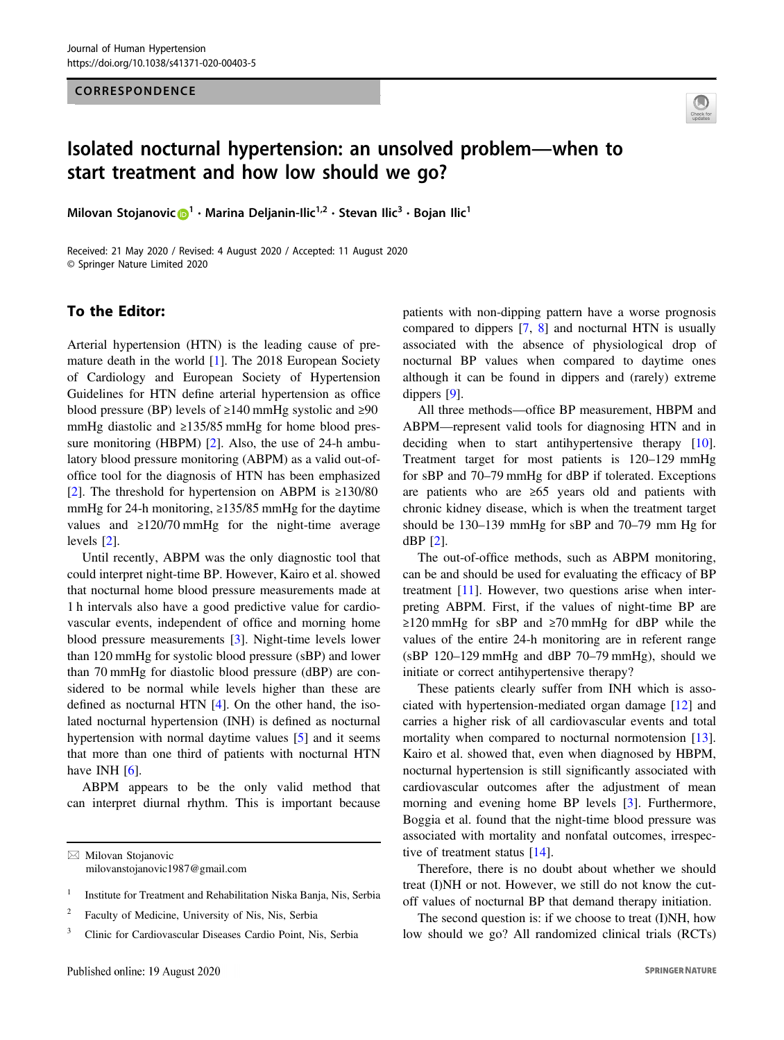CORRESPONDENCE

# Isolated nocturnal hypertension: an unsolved problem—when to start treatment and how low should we go?

Milovan Stojanovic[1] · Marina Deljanin-Ilic[1,2] · Stevan Ilic[3] · Bojan Ilic[1]

Received: 21 May 2020 / Revised: 4 August 2020 / Accepted: 11 August 2020
© Springer Nature Limited 2020

## To the Editor:

Arterial hypertension (HTN) is the leading cause of premature death in the world [1]. The 2018 European Society of Cardiology and European Society of Hypertension Guidelines for HTN define arterial hypertension as office blood pressure (BP) levels of ≥140 mmHg systolic and ≥90 mmHg diastolic and ≥135/85 mmHg for home blood pressure monitoring (HBPM) [2]. Also, the use of 24-h ambulatory blood pressure monitoring (ABPM) as a valid out-of-office tool for the diagnosis of HTN has been emphasized [2]. The threshold for hypertension on ABPM is ≥130/80 mmHg for 24-h monitoring, ≥135/85 mmHg for the daytime values and ≥120/70 mmHg for the night-time average levels [2].

Until recently, ABPM was the only diagnostic tool that could interpret night-time BP. However, Kairo et al. showed that nocturnal home blood pressure measurements made at 1 h intervals also have a good predictive value for cardiovascular events, independent of office and morning home blood pressure measurements [3]. Night-time levels lower than 120 mmHg for systolic blood pressure (sBP) and lower than 70 mmHg for diastolic blood pressure (dBP) are considered to be normal while levels higher than these are defined as nocturnal HTN [4]. On the other hand, the isolated nocturnal hypertension (INH) is defined as nocturnal hypertension with normal daytime values [5] and it seems that more than one third of patients with nocturnal HTN have INH [6].

ABPM appears to be the only valid method that can interpret diurnal rhythm. This is important because patients with non-dipping pattern have a worse prognosis compared to dippers [7, 8] and nocturnal HTN is usually associated with the absence of physiological drop of nocturnal BP values when compared to daytime ones although it can be found in dippers and (rarely) extreme dippers [9].

All three methods—office BP measurement, HBPM and ABPM—represent valid tools for diagnosing HTN and in deciding when to start antihypertensive therapy [10]. Treatment target for most patients is 120–129 mmHg for sBP and 70–79 mmHg for dBP if tolerated. Exceptions are patients who are ≥65 years old and patients with chronic kidney disease, which is when the treatment target should be 130–139 mmHg for sBP and 70–79 mm Hg for dBP [2].

The out-of-office methods, such as ABPM monitoring, can be and should be used for evaluating the efficacy of BP treatment [11]. However, two questions arise when interpreting ABPM. First, if the values of night-time BP are ≥120 mmHg for sBP and ≥70 mmHg for dBP while the values of the entire 24-h monitoring are in referent range (sBP 120–129 mmHg and dBP 70–79 mmHg), should we initiate or correct antihypertensive therapy?

These patients clearly suffer from INH which is associated with hypertension-mediated organ damage [12] and carries a higher risk of all cardiovascular events and total mortality when compared to nocturnal normotension [13]. Kairo et al. showed that, even when diagnosed by HBPM, nocturnal hypertension is still significantly associated with cardiovascular outcomes after the adjustment of mean morning and evening home BP levels [3]. Furthermore, Boggia et al. found that the night-time blood pressure was associated with mortality and nonfatal outcomes, irrespective of treatment status [14].

Therefore, there is no doubt about whether we should treat (I)NH or not. However, we still do not know the cut-off values of nocturnal BP that demand therapy initiation.

The second question is: if we choose to treat (I)NH, how low should we go? All randomized clinical trials (RCTs)

---

✉ Milovan Stojanovic
milovanstojanovic1987@gmail.com

[1] Institute for Treatment and Rehabilitation Niska Banja, Nis, Serbia

[2] Faculty of Medicine, University of Nis, Nis, Serbia

[3] Clinic for Cardiovascular Diseases Cardio Point, Nis, Serbia

Published online: 19 August 2020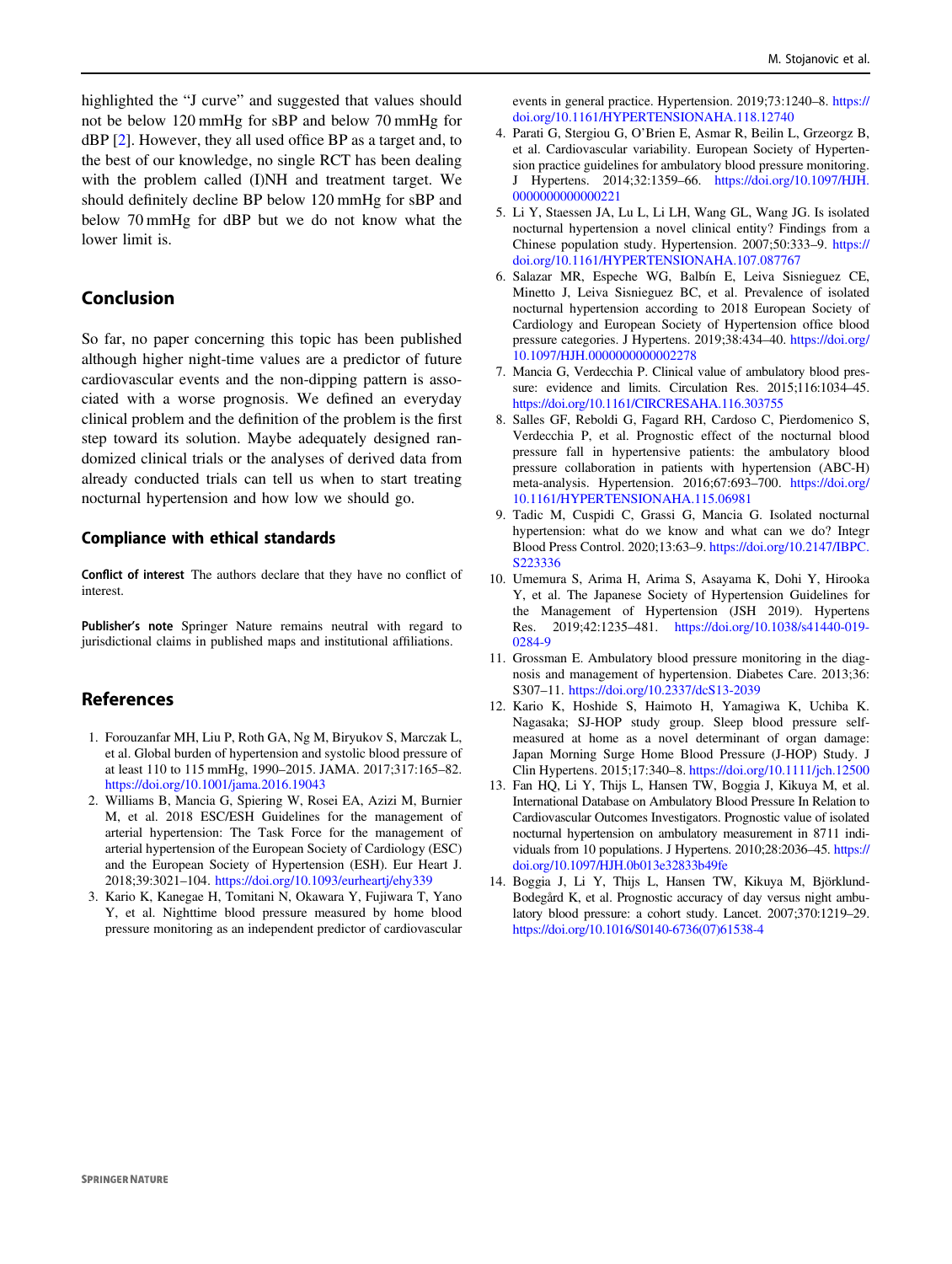highlighted the "J curve" and suggested that values should not be below 120 mmHg for sBP and below 70 mmHg for dBP [2]. However, they all used office BP as a target and, to the best of our knowledge, no single RCT has been dealing with the problem called (I)NH and treatment target. We should definitely decline BP below 120 mmHg for sBP and below 70 mmHg for dBP but we do not know what the lower limit is.

## Conclusion

So far, no paper concerning this topic has been published although higher night-time values are a predictor of future cardiovascular events and the non-dipping pattern is associated with a worse prognosis. We defined an everyday clinical problem and the definition of the problem is the first step toward its solution. Maybe adequately designed randomized clinical trials or the analyses of derived data from already conducted trials can tell us when to start treating nocturnal hypertension and how low we should go.

### Compliance with ethical standards

**Conflict of interest** The authors declare that they have no conflict of interest.

**Publisher's note** Springer Nature remains neutral with regard to jurisdictional claims in published maps and institutional affiliations.

## References

1. Forouzanfar MH, Liu P, Roth GA, Ng M, Biryukov S, Marczak L, et al. Global burden of hypertension and systolic blood pressure of at least 110 to 115 mmHg, 1990–2015. JAMA. 2017;317:165–82. https://doi.org/10.1001/jama.2016.19043
2. Williams B, Mancia G, Spiering W, Rosei EA, Azizi M, Burnier M, et al. 2018 ESC/ESH Guidelines for the management of arterial hypertension: The Task Force for the management of arterial hypertension of the European Society of Cardiology (ESC) and the European Society of Hypertension (ESH). Eur Heart J. 2018;39:3021–104. https://doi.org/10.1093/eurheartj/ehy339
3. Kario K, Kanegae H, Tomitani N, Okawara Y, Fujiwara T, Yano Y, et al. Nighttime blood pressure measured by home blood pressure monitoring as an independent predictor of cardiovascular events in general practice. Hypertension. 2019;73:1240–8. https://doi.org/10.1161/HYPERTENSIONAHA.118.12740
4. Parati G, Stergiou G, O'Brien E, Asmar R, Beilin L, Grzeorgz B, et al. Cardiovascular variability. European Society of Hypertension practice guidelines for ambulatory blood pressure monitoring. J Hypertens. 2014;32:1359–66. https://doi.org/10.1097/HJH.0000000000000221
5. Li Y, Staessen JA, Lu L, Li LH, Wang GL, Wang JG. Is isolated nocturnal hypertension a novel clinical entity? Findings from a Chinese population study. Hypertension. 2007;50:333–9. https://doi.org/10.1161/HYPERTENSIONAHA.107.087767
6. Salazar MR, Espeche WG, Balbín E, Leiva Sisnieguez CE, Minetto J, Leiva Sisnieguez BC, et al. Prevalence of isolated nocturnal hypertension according to 2018 European Society of Cardiology and European Society of Hypertension office blood pressure categories. J Hypertens. 2019;38:434–40. https://doi.org/10.1097/HJH.0000000000002278
7. Mancia G, Verdecchia P. Clinical value of ambulatory blood pressure: evidence and limits. Circulation Res. 2015;116:1034–45. https://doi.org/10.1161/CIRCRESAHA.116.303755
8. Salles GF, Reboldi G, Fagard RH, Cardoso C, Pierdomenico S, Verdecchia P, et al. Prognostic effect of the nocturnal blood pressure fall in hypertensive patients: the ambulatory blood pressure collaboration in patients with hypertension (ABC-H) meta-analysis. Hypertension. 2016;67:693–700. https://doi.org/10.1161/HYPERTENSIONAHA.115.06981
9. Tadic M, Cuspidi C, Grassi G, Mancia G. Isolated nocturnal hypertension: what do we know and what can we do? Integr Blood Press Control. 2020;13:63–9. https://doi.org/10.2147/IBPC.S223336
10. Umemura S, Arima H, Arima S, Asayama K, Dohi Y, Hirooka Y, et al. The Japanese Society of Hypertension Guidelines for the Management of Hypertension (JSH 2019). Hypertens Res. 2019;42:1235–481. https://doi.org/10.1038/s41440-019-0284-9
11. Grossman E. Ambulatory blood pressure monitoring in the diagnosis and management of hypertension. Diabetes Care. 2013;36:S307–11. https://doi.org/10.2337/dcS13-2039
12. Kario K, Hoshide S, Haimoto H, Yamagiwa K, Uchiba K. Nagasaka; SJ-HOP study group. Sleep blood pressure self-measured at home as a novel determinant of organ damage: Japan Morning Surge Home Blood Pressure (J-HOP) Study. J Clin Hypertens. 2015;17:340–8. https://doi.org/10.1111/jch.12500
13. Fan HQ, Li Y, Thijs L, Hansen TW, Boggia J, Kikuya M, et al. International Database on Ambulatory Blood Pressure In Relation to Cardiovascular Outcomes Investigators. Prognostic value of isolated nocturnal hypertension on ambulatory measurement in 8711 individuals from 10 populations. J Hypertens. 2010;28:2036–45. https://doi.org/10.1097/HJH.0b013e32833b49fe
14. Boggia J, Li Y, Thijs L, Hansen TW, Kikuya M, Björklund-Bodegård K, et al. Prognostic accuracy of day versus night ambulatory blood pressure: a cohort study. Lancet. 2007;370:1219–29. https://doi.org/10.1016/S0140-6736(07)61538-4